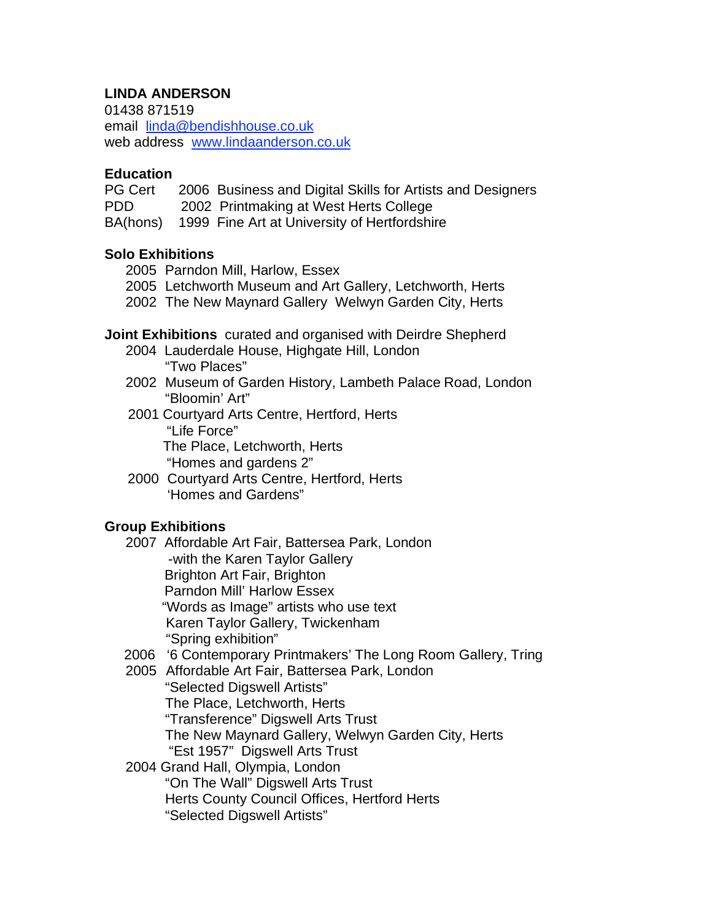**LINDA ANDERSON**

01438 871519
email [linda@bendishhouse.co.uk](mailto:linda@bendishhouse.co.uk)
web address [www.lindaanderson.co.uk](http://www.lindaanderson.co.uk)

**Education**

PG Cert 2006 Business and Digital Skills for Artists and Designers
PDD 2002 Printmaking at West Herts College
BA(hons) 1999 Fine Art at University of Hertfordshire

**Solo Exhibitions**

2005 Parndon Mill, Harlow, Essex
2005 Letchworth Museum and Art Gallery, Letchworth, Herts
2002 The New Maynard Gallery Welwyn Garden City, Herts

**Joint Exhibitions** curated and organised with Deirdre Shepherd

2004 Lauderdale House, Highgate Hill, London
"Two Places"
2002 Museum of Garden History, Lambeth Palace Road, London
"Bloomin' Art"
2001 Courtyard Arts Centre, Hertford, Herts
"Life Force"
The Place, Letchworth, Herts
"Homes and gardens 2"
2000 Courtyard Arts Centre, Hertford, Herts
'Homes and Gardens"

**Group Exhibitions**

2007 Affordable Art Fair, Battersea Park, London
-with the Karen Taylor Gallery
Brighton Art Fair, Brighton
Parndon Mill' Harlow Essex
"Words as Image" artists who use text
Karen Taylor Gallery, Twickenham
"Spring exhibition"
2006 '6 Contemporary Printmakers' The Long Room Gallery, Tring
2005 Affordable Art Fair, Battersea Park, London
"Selected Digswell Artists"
The Place, Letchworth, Herts
"Transference" Digswell Arts Trust
The New Maynard Gallery, Welwyn Garden City, Herts
"Est 1957" Digswell Arts Trust
2004 Grand Hall, Olympia, London
"On The Wall" Digswell Arts Trust
Herts County Council Offices, Hertford Herts
"Selected Digswell Artists"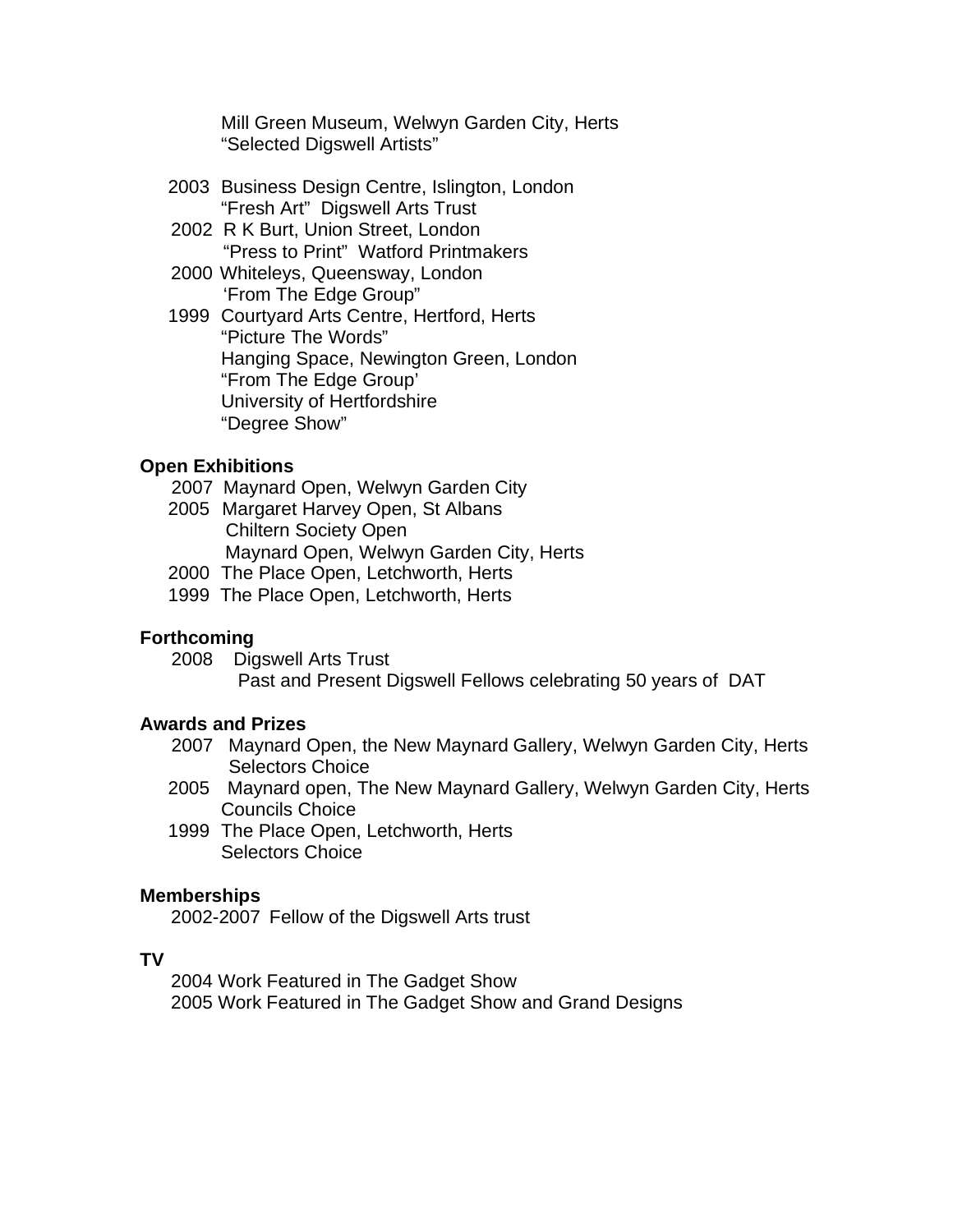Mill Green Museum, Welwyn Garden City, Herts
"Selected Digswell Artists"

2003 Business Design Centre, Islington, London
"Fresh Art" Digswell Arts Trust

2002 R K Burt, Union Street, London
"Press to Print" Watford Printmakers

2000 Whiteleys, Queensway, London
'From The Edge Group"

1999 Courtyard Arts Centre, Hertford, Herts
"Picture The Words"
Hanging Space, Newington Green, London
"From The Edge Group'
University of Hertfordshire
"Degree Show"

**Open Exhibitions**

2007 Maynard Open, Welwyn Garden City

2005 Margaret Harvey Open, St Albans
Chiltern Society Open
Maynard Open, Welwyn Garden City, Herts

2000 The Place Open, Letchworth, Herts

1999 The Place Open, Letchworth, Herts

**Forthcoming**

2008 Digswell Arts Trust
Past and Present Digswell Fellows celebrating 50 years of DAT

**Awards and Prizes**

2007 Maynard Open, the New Maynard Gallery, Welwyn Garden City, Herts
Selectors Choice

2005 Maynard open, The New Maynard Gallery, Welwyn Garden City, Herts
Councils Choice

1999 The Place Open, Letchworth, Herts
Selectors Choice

**Memberships**

2002-2007 Fellow of the Digswell Arts trust

**TV**

2004 Work Featured in The Gadget Show

2005 Work Featured in The Gadget Show and Grand Designs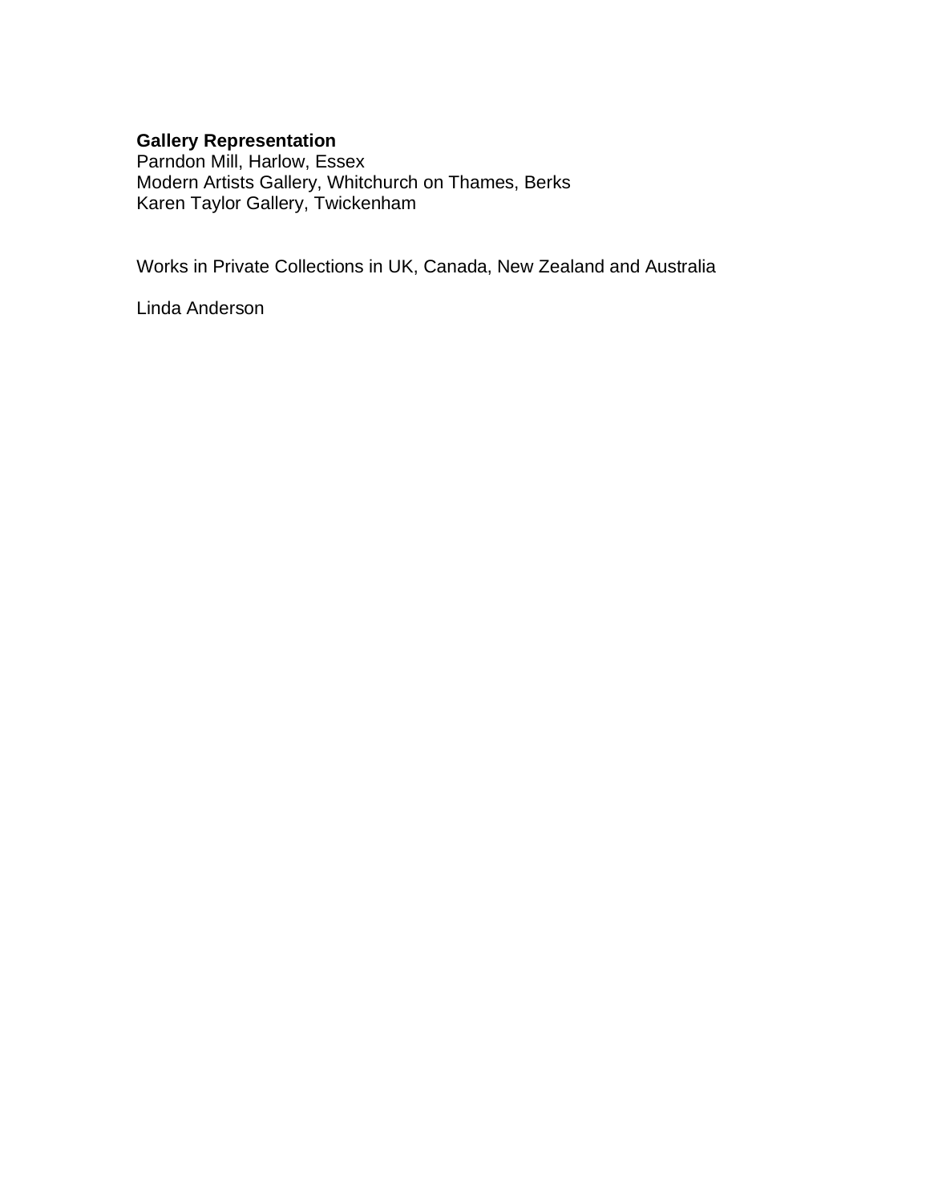**Gallery Representation**
Parndon Mill, Harlow, Essex
Modern Artists Gallery, Whitchurch on Thames, Berks
Karen Taylor Gallery, Twickenham

Works in Private Collections in UK, Canada, New Zealand and Australia

Linda Anderson